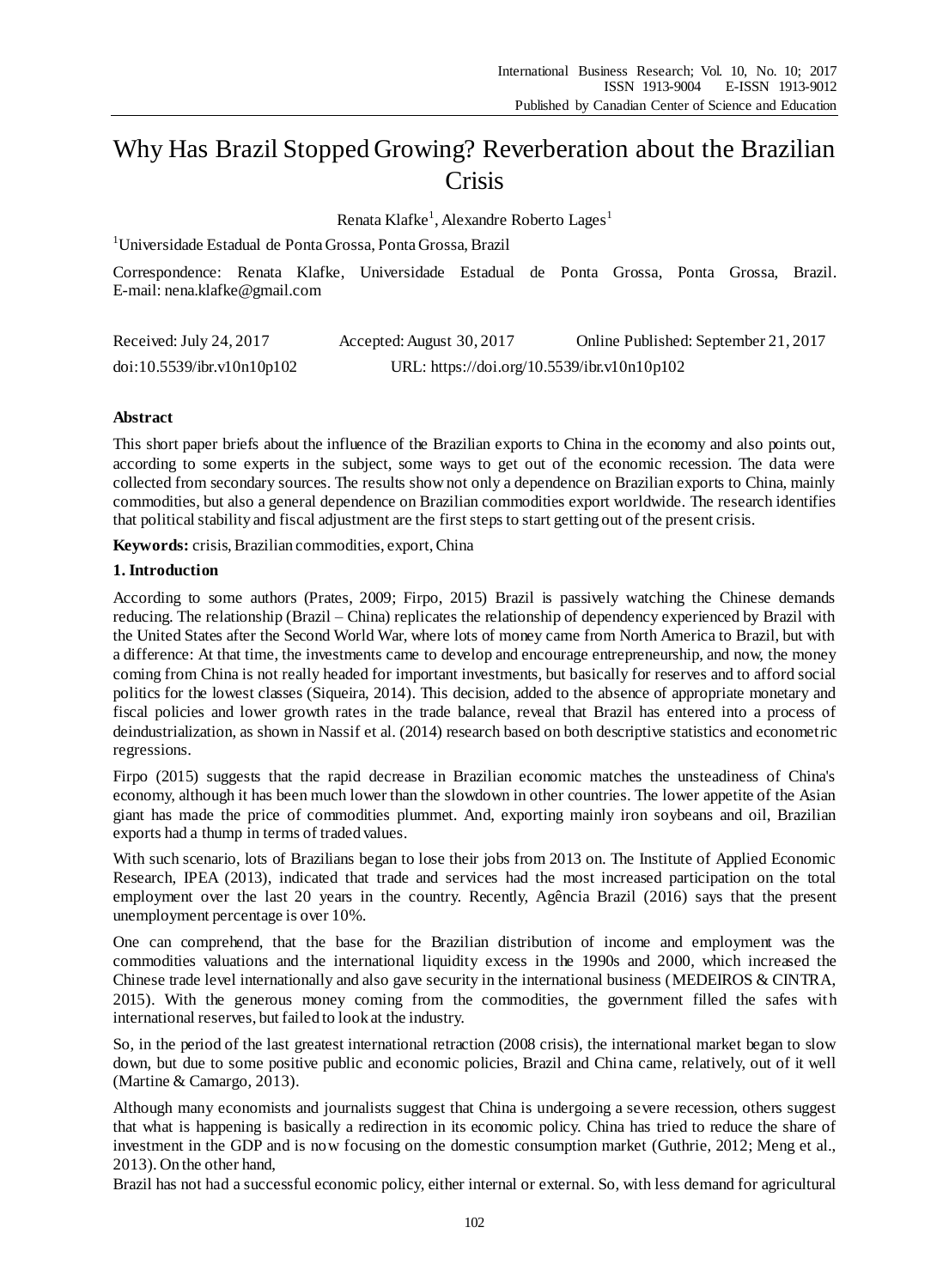# Why Has Brazil Stopped Growing? Reverberation about the Brazilian Crisis

Renata Klafke[1], Alexandre Roberto Lages[1]

[1]Universidade Estadual de Ponta Grossa, Ponta Grossa, Brazil

Correspondence: Renata Klafke, Universidade Estadual de Ponta Grossa, Ponta Grossa, Brazil. E-mail: nena.klafke@gmail.com

Received: July 24, 2017    Accepted: August 30, 2017    Online Published: September 21, 2017

doi:10.5539/ibr.v10n10p102    URL: https://doi.org/10.5539/ibr.v10n10p102

## Abstract

This short paper briefs about the influence of the Brazilian exports to China in the economy and also points out, according to some experts in the subject, some ways to get out of the economic recession. The data were collected from secondary sources. The results show not only a dependence on Brazilian exports to China, mainly commodities, but also a general dependence on Brazilian commodities export worldwide. The research identifies that political stability and fiscal adjustment are the first steps to start getting out of the present crisis.

**Keywords:** crisis, Brazilian commodities, export, China

## 1. Introduction

According to some authors (Prates, 2009; Firpo, 2015) Brazil is passively watching the Chinese demands reducing. The relationship (Brazil – China) replicates the relationship of dependency experienced by Brazil with the United States after the Second World War, where lots of money came from North America to Brazil, but with a difference: At that time, the investments came to develop and encourage entrepreneurship, and now, the money coming from China is not really headed for important investments, but basically for reserves and to afford social politics for the lowest classes (Siqueira, 2014). This decision, added to the absence of appropriate monetary and fiscal policies and lower growth rates in the trade balance, reveal that Brazil has entered into a process of deindustrialization, as shown in Nassif et al. (2014) research based on both descriptive statistics and econometric regressions.

Firpo (2015) suggests that the rapid decrease in Brazilian economic matches the unsteadiness of China's economy, although it has been much lower than the slowdown in other countries. The lower appetite of the Asian giant has made the price of commodities plummet. And, exporting mainly iron soybeans and oil, Brazilian exports had a thump in terms of traded values.

With such scenario, lots of Brazilians began to lose their jobs from 2013 on. The Institute of Applied Economic Research, IPEA (2013), indicated that trade and services had the most increased participation on the total employment over the last 20 years in the country. Recently, Agência Brazil (2016) says that the present unemployment percentage is over 10%.

One can comprehend, that the base for the Brazilian distribution of income and employment was the commodities valuations and the international liquidity excess in the 1990s and 2000, which increased the Chinese trade level internationally and also gave security in the international business (MEDEIROS & CINTRA, 2015). With the generous money coming from the commodities, the government filled the safes with international reserves, but failed to look at the industry.

So, in the period of the last greatest international retraction (2008 crisis), the international market began to slow down, but due to some positive public and economic policies, Brazil and China came, relatively, out of it well (Martine & Camargo, 2013).

Although many economists and journalists suggest that China is undergoing a severe recession, others suggest that what is happening is basically a redirection in its economic policy. China has tried to reduce the share of investment in the GDP and is now focusing on the domestic consumption market (Guthrie, 2012; Meng et al., 2013). On the other hand,

Brazil has not had a successful economic policy, either internal or external. So, with less demand for agricultural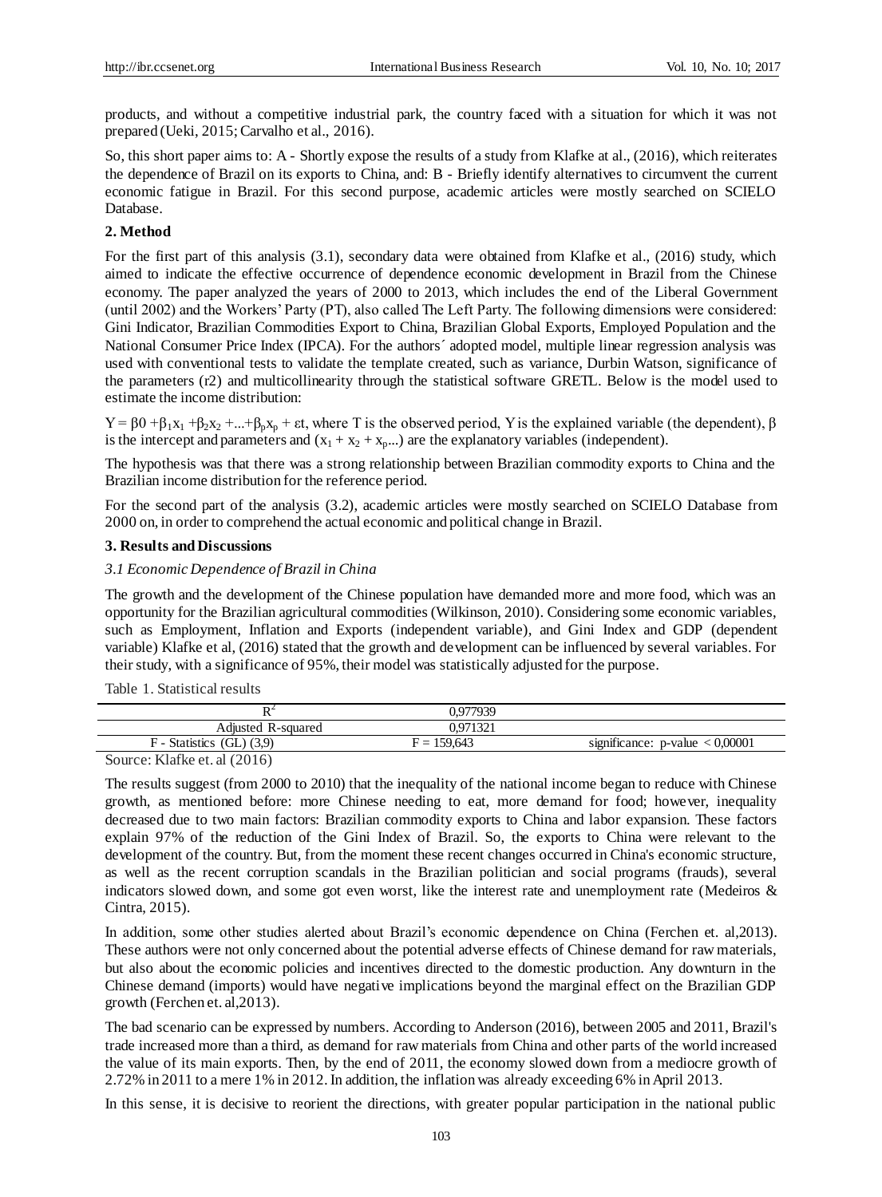products, and without a competitive industrial park, the country faced with a situation for which it was not prepared (Ueki, 2015; Carvalho et al., 2016).

So, this short paper aims to: A - Shortly expose the results of a study from Klafke at al., (2016), which reiterates the dependence of Brazil on its exports to China, and: B - Briefly identify alternatives to circumvent the current economic fatigue in Brazil. For this second purpose, academic articles were mostly searched on SCIELO Database.

## 2. Method

For the first part of this analysis (3.1), secondary data were obtained from Klafke et al., (2016) study, which aimed to indicate the effective occurrence of dependence economic development in Brazil from the Chinese economy. The paper analyzed the years of 2000 to 2013, which includes the end of the Liberal Government (until 2002) and the Workers' Party (PT), also called The Left Party. The following dimensions were considered: Gini Indicator, Brazilian Commodities Export to China, Brazilian Global Exports, Employed Population and the National Consumer Price Index (IPCA). For the authors´ adopted model, multiple linear regression analysis was used with conventional tests to validate the template created, such as variance, Durbin Watson, significance of the parameters (r2) and multicollinearity through the statistical software GRETL. Below is the model used to estimate the income distribution:

$Y = \beta 0 + \beta_1 x_1 + \beta_2 x_2 + ... + \beta_p x_p + \varepsilon t$, where T is the observed period, Y is the explained variable (the dependent), β is the intercept and parameters and $(x_1 + x_2 + x_p ...)$ are the explanatory variables (independent).

The hypothesis was that there was a strong relationship between Brazilian commodity exports to China and the Brazilian income distribution for the reference period.

For the second part of the analysis (3.2), academic articles were mostly searched on SCIELO Database from 2000 on, in order to comprehend the actual economic and political change in Brazil.

## 3. Results and Discussions

### *3.1 Economic Dependence of Brazil in China*

The growth and the development of the Chinese population have demanded more and more food, which was an opportunity for the Brazilian agricultural commodities (Wilkinson, 2010). Considering some economic variables, such as Employment, Inflation and Exports (independent variable), and Gini Index and GDP (dependent variable) Klafke et al, (2016) stated that the growth and development can be influenced by several variables. For their study, with a significance of 95%, their model was statistically adjusted for the purpose.

Table 1. Statistical results

| $R^2$ | 0,977939 | |
|---|---|---|
| Adjusted R-squared | 0,971321 | |
| F - Statistics (GL) (3,9) | F = 159,643 | significance: p-value < 0,00001 |

Source: Klafke et. al (2016)

The results suggest (from 2000 to 2010) that the inequality of the national income began to reduce with Chinese growth, as mentioned before: more Chinese needing to eat, more demand for food; however, inequality decreased due to two main factors: Brazilian commodity exports to China and labor expansion. These factors explain 97% of the reduction of the Gini Index of Brazil. So, the exports to China were relevant to the development of the country. But, from the moment these recent changes occurred in China's economic structure, as well as the recent corruption scandals in the Brazilian politician and social programs (frauds), several indicators slowed down, and some got even worst, like the interest rate and unemployment rate (Medeiros & Cintra, 2015).

In addition, some other studies alerted about Brazil's economic dependence on China (Ferchen et. al,2013). These authors were not only concerned about the potential adverse effects of Chinese demand for raw materials, but also about the economic policies and incentives directed to the domestic production. Any downturn in the Chinese demand (imports) would have negative implications beyond the marginal effect on the Brazilian GDP growth (Ferchen et. al,2013).

The bad scenario can be expressed by numbers. According to Anderson (2016), between 2005 and 2011, Brazil's trade increased more than a third, as demand for raw materials from China and other parts of the world increased the value of its main exports. Then, by the end of 2011, the economy slowed down from a mediocre growth of 2.72% in 2011 to a mere 1% in 2012. In addition, the inflation was already exceeding 6% in April 2013.

In this sense, it is decisive to reorient the directions, with greater popular participation in the national public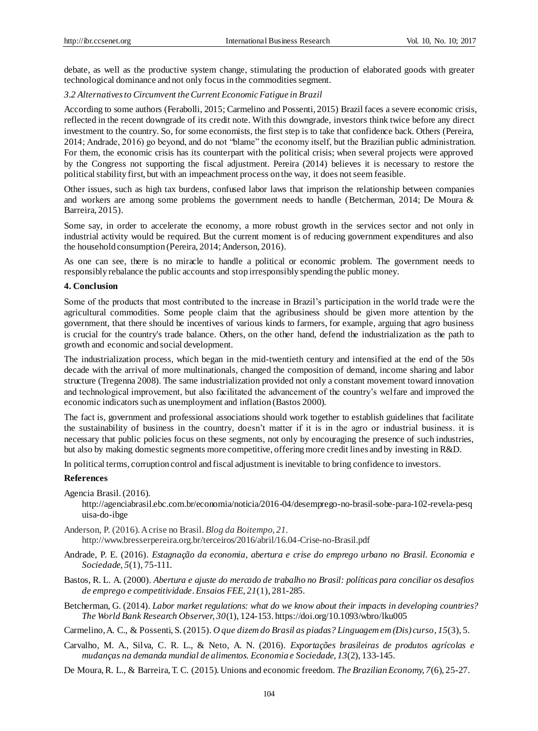debate, as well as the productive system change, stimulating the production of elaborated goods with greater technological dominance and not only focus in the commodities segment.

*3.2 Alternatives to Circumvent the Current Economic Fatigue in Brazil*

According to some authors (Ferabolli, 2015; Carmelino and Possenti, 2015) Brazil faces a severe economic crisis, reflected in the recent downgrade of its credit note. With this downgrade, investors think twice before any direct investment to the country. So, for some economists, the first step is to take that confidence back. Others (Pereira, 2014; Andrade, 2016) go beyond, and do not "blame" the economy itself, but the Brazilian public administration. For them, the economic crisis has its counterpart with the political crisis; when several projects were approved by the Congress not supporting the fiscal adjustment. Pereira (2014) believes it is necessary to restore the political stability first, but with an impeachment process on the way, it does not seem feasible.

Other issues, such as high tax burdens, confused labor laws that imprison the relationship between companies and workers are among some problems the government needs to handle (Betcherman, 2014; De Moura & Barreira, 2015).

Some say, in order to accelerate the economy, a more robust growth in the services sector and not only in industrial activity would be required. But the current moment is of reducing government expenditures and also the household consumption (Pereira, 2014; Anderson, 2016).

As one can see, there is no miracle to handle a political or economic problem. The government needs to responsibly rebalance the public accounts and stop irresponsibly spending the public money.

## 4. Conclusion

Some of the products that most contributed to the increase in Brazil's participation in the world trade were the agricultural commodities. Some people claim that the agribusiness should be given more attention by the government, that there should be incentives of various kinds to farmers, for example, arguing that agro business is crucial for the country's trade balance. Others, on the other hand, defend the industrialization as the path to growth and economic and social development.

The industrialization process, which began in the mid-twentieth century and intensified at the end of the 50s decade with the arrival of more multinationals, changed the composition of demand, income sharing and labor structure (Tregenna 2008). The same industrialization provided not only a constant movement toward innovation and technological improvement, but also facilitated the advancement of the country's welfare and improved the economic indicators such as unemployment and inflation (Bastos 2000).

The fact is, government and professional associations should work together to establish guidelines that facilitate the sustainability of business in the country, doesn't matter if it is in the agro or industrial business. it is necessary that public policies focus on these segments, not only by encouraging the presence of such industries, but also by making domestic segments more competitive, offering more credit lines and by investing in R&D.

In political terms, corruption control and fiscal adjustment is inevitable to bring confidence to investors.

## References

Agencia Brasil. (2016). http://agenciabrasil.ebc.com.br/economia/noticia/2016-04/desemprego-no-brasil-sobe-para-102-revela-pesquisa-do-ibge

Anderson, P. (2016). A crise no Brasil. *Blog da Boitempo, 21*. http://www.bresserpereira.org.br/terceiros/2016/abril/16.04-Crise-no-Brasil.pdf

Andrade, P. E. (2016). *Estagnação da economia, abertura e crise do emprego urbano no Brasil. Economia e Sociedade, 5*(1), 75-111.

Bastos, R. L. A. (2000). *Abertura e ajuste do mercado de trabalho no Brasil: políticas para conciliar os desafios de emprego e competitividade. Ensaios FEE, 21*(1), 281-285.

Betcherman, G. (2014). *Labor market regulations: what do we know about their impacts in developing countries? The World Bank Research Observer, 30*(1), 124-153. https://doi.org/10.1093/wbro/lku005

Carmelino, A. C., & Possenti, S. (2015). *O que dizem do Brasil as piadas? Linguagem em (Dis) curso, 15*(3), 5.

Carvalho, M. A., Silva, C. R. L., & Neto, A. N. (2016). *Exportações brasileiras de produtos agrícolas e mudanças na demanda mundial de alimentos. Economia e Sociedade, 13*(2), 133-145.

De Moura, R. L., & Barreira, T. C. (2015). Unions and economic freedom. *The Brazilian Economy, 7*(6), 25-27.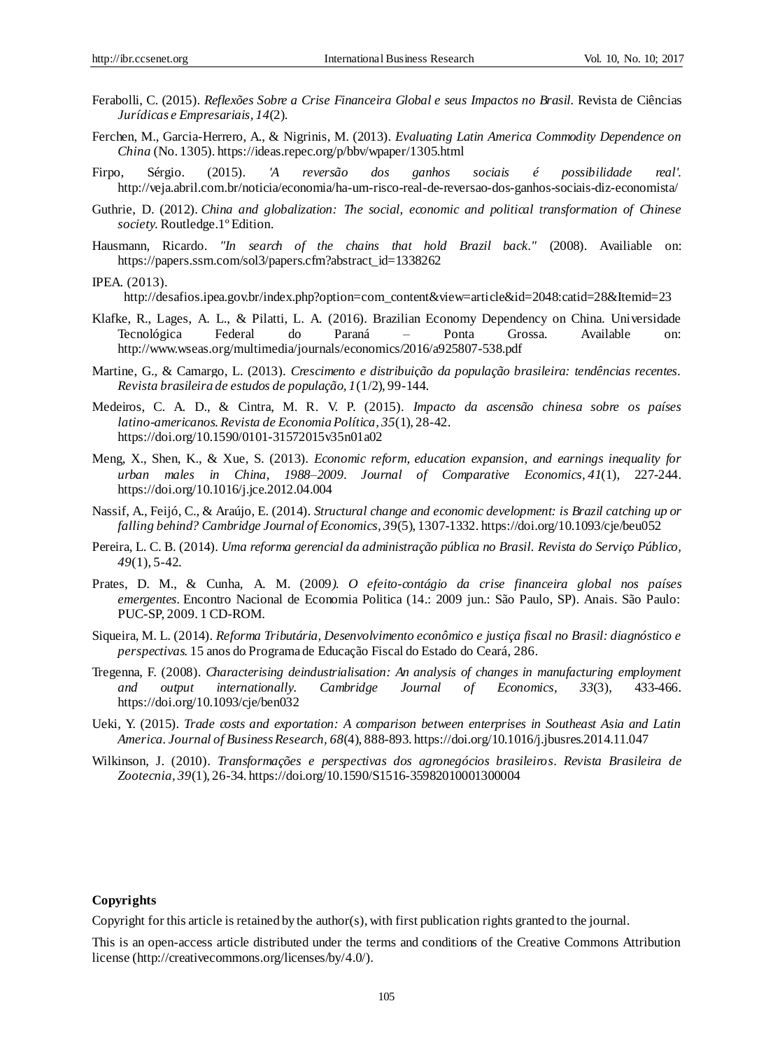Ferabolli, C. (2015). *Reflexões Sobre a Crise Financeira Global e seus Impactos no Brasil.* Revista de Ciências *Jurídicas e Empresariais, 14*(2).

Ferchen, M., Garcia-Herrero, A., & Nigrinis, M. (2013). *Evaluating Latin America Commodity Dependence on China* (No. 1305). https://ideas.repec.org/p/bbv/wpaper/1305.html

Firpo, Sérgio. (2015). *'A reversão dos ganhos sociais é possibilidade real'.* http://veja.abril.com.br/noticia/economia/ha-um-risco-real-de-reversao-dos-ganhos-sociais-diz-economista/

Guthrie, D. (2012). *China and globalization: The social, economic and political transformation of Chinese society.* Routledge.1º Edition.

Hausmann, Ricardo. *"In search of the chains that hold Brazil back."* (2008). Availiable on: https://papers.ssrn.com/sol3/papers.cfm?abstract_id=1338262

IPEA. (2013). http://desafios.ipea.gov.br/index.php?option=com_content&view=article&id=2048:catid=28&Itemid=23

Klafke, R., Lages, A. L., & Pilatti, L. A. (2016). Brazilian Economy Dependency on China. Universidade Tecnológica Federal do Paraná – Ponta Grossa. Available on: http://www.wseas.org/multimedia/journals/economics/2016/a925807-538.pdf

Martine, G., & Camargo, L. (2013). *Crescimento e distribuição da população brasileira: tendências recentes. Revista brasileira de estudos de população, 1*(1/2), 99-144.

Medeiros, C. A. D., & Cintra, M. R. V. P. (2015). *Impacto da ascensão chinesa sobre os países latino-americanos. Revista de Economia Política, 35*(1), 28-42. https://doi.org/10.1590/0101-31572015v35n01a02

Meng, X., Shen, K., & Xue, S. (2013). *Economic reform, education expansion, and earnings inequality for urban males in China, 1988–2009. Journal of Comparative Economics, 41*(1), 227-244. https://doi.org/10.1016/j.jce.2012.04.004

Nassif, A., Feijó, C., & Araújo, E. (2014). *Structural change and economic development: is Brazil catching up or falling behind? Cambridge Journal of Economics, 39*(5), 1307-1332. https://doi.org/10.1093/cje/beu052

Pereira, L. C. B. (2014). *Uma reforma gerencial da administração pública no Brasil. Revista do Serviço Público, 49*(1), 5-42.

Prates, D. M., & Cunha, A. M. (2009*). O efeito-contágio da crise financeira global nos países emergentes.* Encontro Nacional de Economia Politica (14.: 2009 jun.: São Paulo, SP). Anais. São Paulo: PUC-SP, 2009. 1 CD-ROM.

Siqueira, M. L. (2014). *Reforma Tributária, Desenvolvimento econômico e justiça fiscal no Brasil: diagnóstico e perspectivas.* 15 anos do Programa de Educação Fiscal do Estado do Ceará, 286.

Tregenna, F. (2008). *Characterising deindustrialisation: An analysis of changes in manufacturing employment and output internationally. Cambridge Journal of Economics, 33*(3), 433-466. https://doi.org/10.1093/cje/ben032

Ueki, Y. (2015). *Trade costs and exportation: A comparison between enterprises in Southeast Asia and Latin America. Journal of Business Research, 68*(4), 888-893. https://doi.org/10.1016/j.jbusres.2014.11.047

Wilkinson, J. (2010). *Transformações e perspectivas dos agronegócios brasileiros. Revista Brasileira de Zootecnia, 39*(1), 26-34. https://doi.org/10.1590/S1516-35982010001300004

**Copyrights**

Copyright for this article is retained by the author(s), with first publication rights granted to the journal.

This is an open-access article distributed under the terms and conditions of the Creative Commons Attribution license (http://creativecommons.org/licenses/by/4.0/).